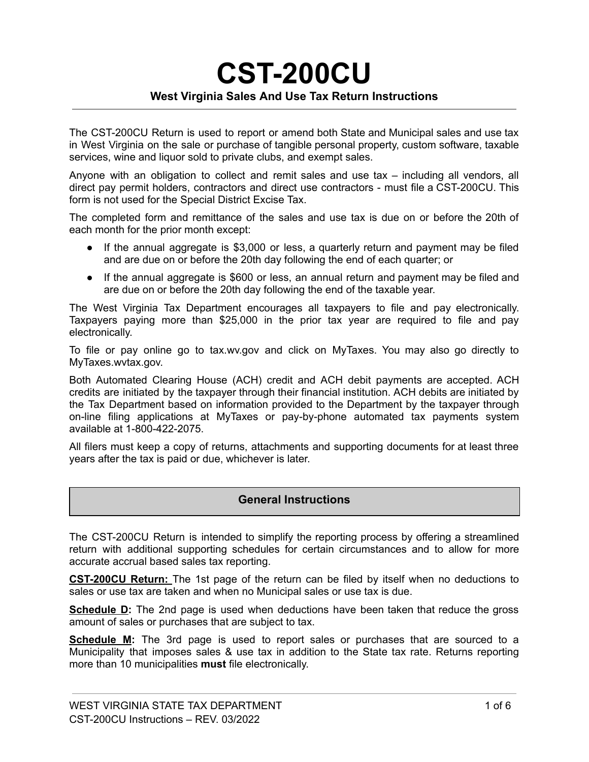# CST-200CU

**West Virginia Sales And Use Tax Return Instructions**

The CST-200CU Return is used to report or amend both State and Municipal sales and use tax in West Virginia on the sale or purchase of tangible personal property, custom software, taxable services, wine and liquor sold to private clubs, and exempt sales.

Anyone with an obligation to collect and remit sales and use tax – including all vendors, all direct pay permit holders, contractors and direct use contractors - must file a CST-200CU. This form is not used for the Special District Excise Tax.

The completed form and remittance of the sales and use tax is due on or before the 20th of each month for the prior month except:

- If the annual aggregate is $3,000 or less, a quarterly return and payment may be filed and are due on or before the 20th day following the end of each quarter; or
- If the annual aggregate is $600 or less, an annual return and payment may be filed and are due on or before the 20th day following the end of the taxable year.

The West Virginia Tax Department encourages all taxpayers to file and pay electronically. Taxpayers paying more than $25,000 in the prior tax year are required to file and pay electronically.

To file or pay online go to tax.wv.gov and click on MyTaxes. You may also go directly to MyTaxes.wvtax.gov.

Both Automated Clearing House (ACH) credit and ACH debit payments are accepted. ACH credits are initiated by the taxpayer through their financial institution. ACH debits are initiated by the Tax Department based on information provided to the Department by the taxpayer through on-line filing applications at MyTaxes or pay-by-phone automated tax payments system available at 1-800-422-2075.

All filers must keep a copy of returns, attachments and supporting documents for at least three years after the tax is paid or due, whichever is later.

## General Instructions

The CST-200CU Return is intended to simplify the reporting process by offering a streamlined return with additional supporting schedules for certain circumstances and to allow for more accurate accrual based sales tax reporting.

**CST-200CU Return:** The 1st page of the return can be filed by itself when no deductions to sales or use tax are taken and when no Municipal sales or use tax is due.

**Schedule D:** The 2nd page is used when deductions have been taken that reduce the gross amount of sales or purchases that are subject to tax.

**Schedule M:** The 3rd page is used to report sales or purchases that are sourced to a Municipality that imposes sales & use tax in addition to the State tax rate. Returns reporting more than 10 municipalities **must** file electronically.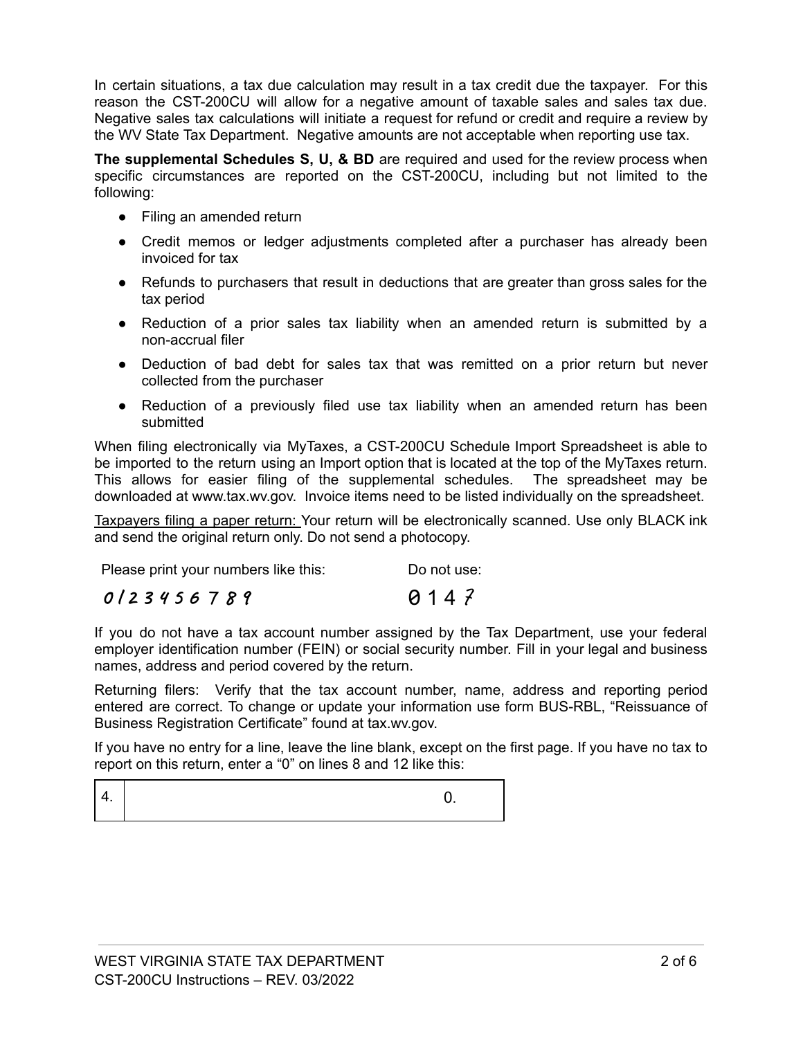In certain situations, a tax due calculation may result in a tax credit due the taxpayer. For this reason the CST-200CU will allow for a negative amount of taxable sales and sales tax due. Negative sales tax calculations will initiate a request for refund or credit and require a review by the WV State Tax Department. Negative amounts are not acceptable when reporting use tax.

**The supplemental Schedules S, U, & BD** are required and used for the review process when specific circumstances are reported on the CST-200CU, including but not limited to the following:

- Filing an amended return
- Credit memos or ledger adjustments completed after a purchaser has already been invoiced for tax
- Refunds to purchasers that result in deductions that are greater than gross sales for the tax period
- Reduction of a prior sales tax liability when an amended return is submitted by a non-accrual filer
- Deduction of bad debt for sales tax that was remitted on a prior return but never collected from the purchaser
- Reduction of a previously filed use tax liability when an amended return has been submitted

When filing electronically via MyTaxes, a CST-200CU Schedule Import Spreadsheet is able to be imported to the return using an Import option that is located at the top of the MyTaxes return. This allows for easier filing of the supplemental schedules. The spreadsheet may be downloaded at www.tax.wv.gov. Invoice items need to be listed individually on the spreadsheet.

Taxpayers filing a paper return: Your return will be electronically scanned. Use only BLACK ink and send the original return only. Do not send a photocopy.

| Please print your numbers like this: | Do not use: |
|---|---|
| 0 1 2 3 4 5 6 7 8 9 | 0 1 4 7 |

If you do not have a tax account number assigned by the Tax Department, use your federal employer identification number (FEIN) or social security number. Fill in your legal and business names, address and period covered by the return.

Returning filers: Verify that the tax account number, name, address and reporting period entered are correct. To change or update your information use form BUS-RBL, “Reissuance of Business Registration Certificate” found at tax.wv.gov.

If you have no entry for a line, leave the line blank, except on the first page. If you have no tax to report on this return, enter a “0” on lines 8 and 12 like this:

| 4. | 0. |
|---|---|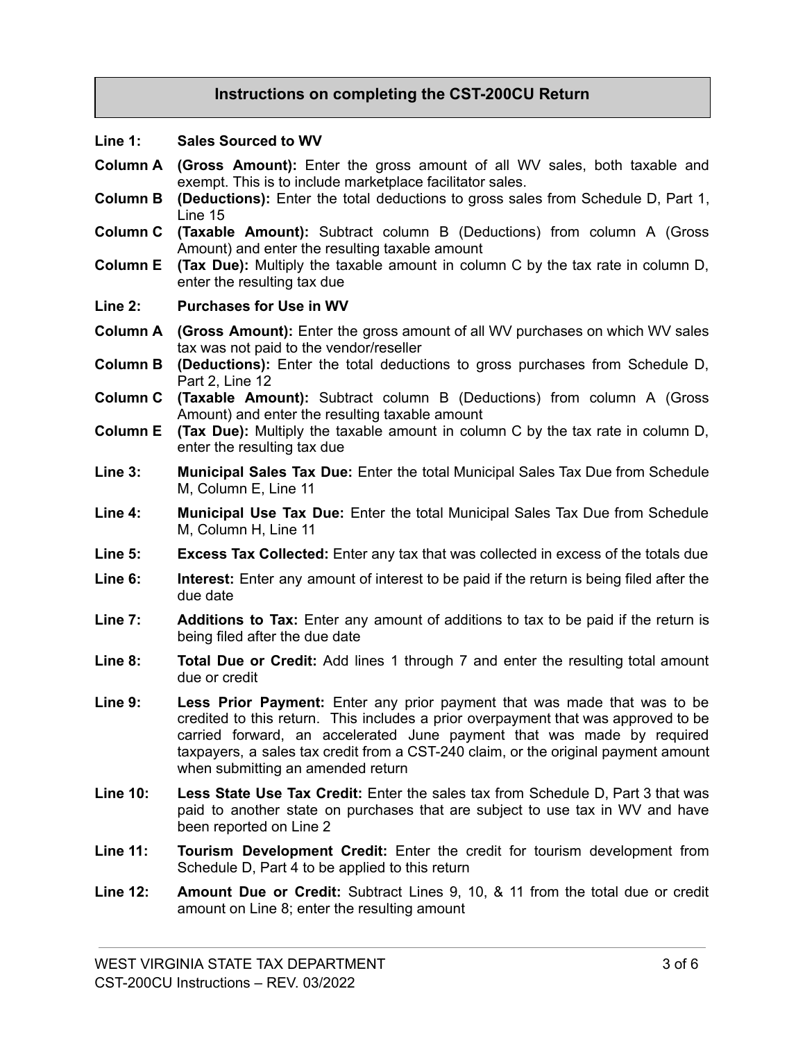## Instructions on completing the CST-200CU Return

**Line 1: Sales Sourced to WV**

**Column A (Gross Amount):** Enter the gross amount of all WV sales, both taxable and exempt. This is to include marketplace facilitator sales.

**Column B (Deductions):** Enter the total deductions to gross sales from Schedule D, Part 1, Line 15

**Column C (Taxable Amount):** Subtract column B (Deductions) from column A (Gross Amount) and enter the resulting taxable amount

**Column E (Tax Due):** Multiply the taxable amount in column C by the tax rate in column D, enter the resulting tax due

**Line 2: Purchases for Use in WV**

**Column A (Gross Amount):** Enter the gross amount of all WV purchases on which WV sales tax was not paid to the vendor/reseller

**Column B (Deductions):** Enter the total deductions to gross purchases from Schedule D, Part 2, Line 12

**Column C (Taxable Amount):** Subtract column B (Deductions) from column A (Gross Amount) and enter the resulting taxable amount

**Column E (Tax Due):** Multiply the taxable amount in column C by the tax rate in column D, enter the resulting tax due

**Line 3: Municipal Sales Tax Due:** Enter the total Municipal Sales Tax Due from Schedule M, Column E, Line 11

**Line 4: Municipal Use Tax Due:** Enter the total Municipal Sales Tax Due from Schedule M, Column H, Line 11

**Line 5: Excess Tax Collected:** Enter any tax that was collected in excess of the totals due

**Line 6: Interest:** Enter any amount of interest to be paid if the return is being filed after the due date

**Line 7: Additions to Tax:** Enter any amount of additions to tax to be paid if the return is being filed after the due date

**Line 8: Total Due or Credit:** Add lines 1 through 7 and enter the resulting total amount due or credit

**Line 9: Less Prior Payment:** Enter any prior payment that was made that was to be credited to this return. This includes a prior overpayment that was approved to be carried forward, an accelerated June payment that was made by required taxpayers, a sales tax credit from a CST-240 claim, or the original payment amount when submitting an amended return

**Line 10: Less State Use Tax Credit:** Enter the sales tax from Schedule D, Part 3 that was paid to another state on purchases that are subject to use tax in WV and have been reported on Line 2

**Line 11: Tourism Development Credit:** Enter the credit for tourism development from Schedule D, Part 4 to be applied to this return

**Line 12: Amount Due or Credit:** Subtract Lines 9, 10, & 11 from the total due or credit amount on Line 8; enter the resulting amount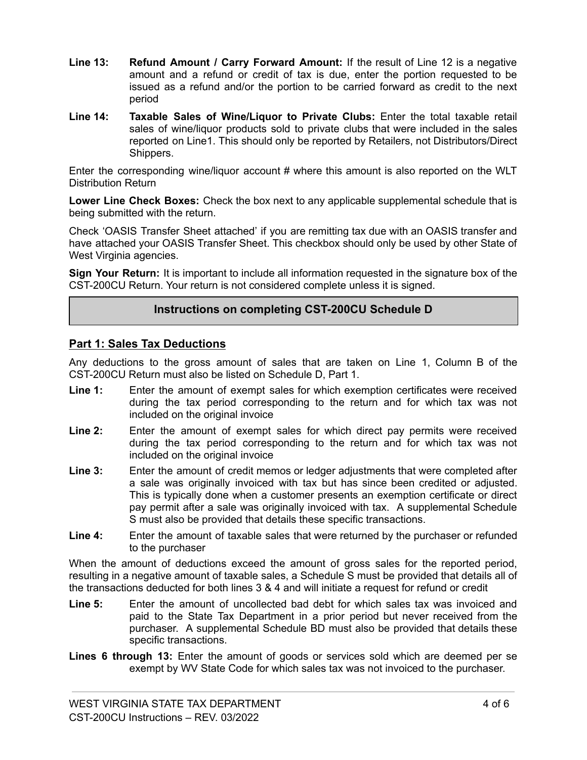**Line 13:** **Refund Amount / Carry Forward Amount:** If the result of Line 12 is a negative amount and a refund or credit of tax is due, enter the portion requested to be issued as a refund and/or the portion to be carried forward as credit to the next period

**Line 14:** **Taxable Sales of Wine/Liquor to Private Clubs:** Enter the total taxable retail sales of wine/liquor products sold to private clubs that were included in the sales reported on Line1. This should only be reported by Retailers, not Distributors/Direct Shippers.

Enter the corresponding wine/liquor account # where this amount is also reported on the WLT Distribution Return

**Lower Line Check Boxes:** Check the box next to any applicable supplemental schedule that is being submitted with the return.

Check 'OASIS Transfer Sheet attached' if you are remitting tax due with an OASIS transfer and have attached your OASIS Transfer Sheet. This checkbox should only be used by other State of West Virginia agencies.

**Sign Your Return:** It is important to include all information requested in the signature box of the CST-200CU Return. Your return is not considered complete unless it is signed.

## Instructions on completing CST-200CU Schedule D

### Part 1: Sales Tax Deductions

Any deductions to the gross amount of sales that are taken on Line 1, Column B of the CST-200CU Return must also be listed on Schedule D, Part 1.

**Line 1:** Enter the amount of exempt sales for which exemption certificates were received during the tax period corresponding to the return and for which tax was not included on the original invoice

**Line 2:** Enter the amount of exempt sales for which direct pay permits were received during the tax period corresponding to the return and for which tax was not included on the original invoice

**Line 3:** Enter the amount of credit memos or ledger adjustments that were completed after a sale was originally invoiced with tax but has since been credited or adjusted. This is typically done when a customer presents an exemption certificate or direct pay permit after a sale was originally invoiced with tax. A supplemental Schedule S must also be provided that details these specific transactions.

**Line 4:** Enter the amount of taxable sales that were returned by the purchaser or refunded to the purchaser

When the amount of deductions exceed the amount of gross sales for the reported period, resulting in a negative amount of taxable sales, a Schedule S must be provided that details all of the transactions deducted for both lines 3 & 4 and will initiate a request for refund or credit

**Line 5:** Enter the amount of uncollected bad debt for which sales tax was invoiced and paid to the State Tax Department in a prior period but never received from the purchaser. A supplemental Schedule BD must also be provided that details these specific transactions.

**Lines 6 through 13:** Enter the amount of goods or services sold which are deemed per se exempt by WV State Code for which sales tax was not invoiced to the purchaser.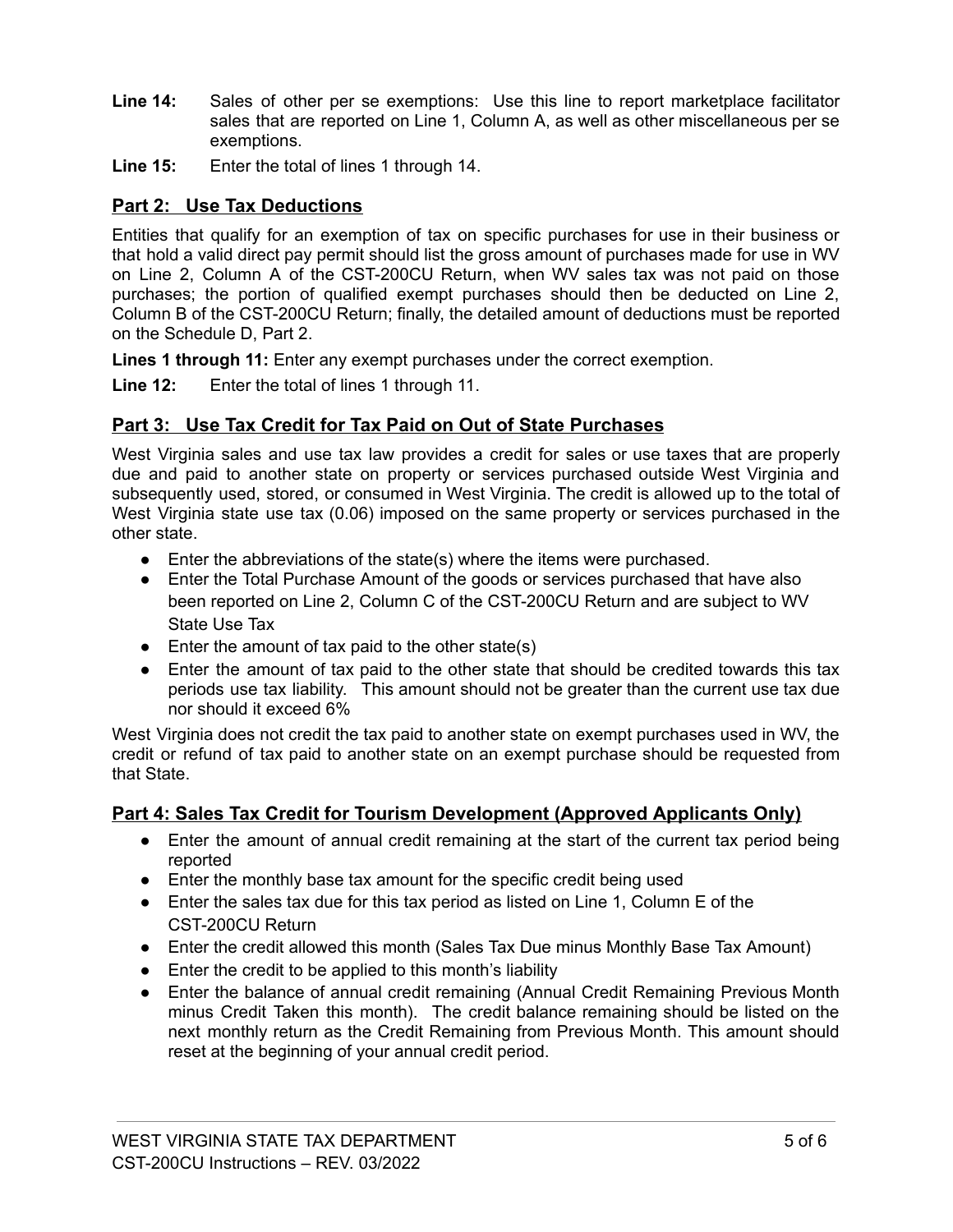**Line 14:** Sales of other per se exemptions: Use this line to report marketplace facilitator sales that are reported on Line 1, Column A, as well as other miscellaneous per se exemptions.

**Line 15:** Enter the total of lines 1 through 14.

## Part 2: Use Tax Deductions

Entities that qualify for an exemption of tax on specific purchases for use in their business or that hold a valid direct pay permit should list the gross amount of purchases made for use in WV on Line 2, Column A of the CST-200CU Return, when WV sales tax was not paid on those purchases; the portion of qualified exempt purchases should then be deducted on Line 2, Column B of the CST-200CU Return; finally, the detailed amount of deductions must be reported on the Schedule D, Part 2.

**Lines 1 through 11:** Enter any exempt purchases under the correct exemption.

**Line 12:** Enter the total of lines 1 through 11.

## Part 3: Use Tax Credit for Tax Paid on Out of State Purchases

West Virginia sales and use tax law provides a credit for sales or use taxes that are properly due and paid to another state on property or services purchased outside West Virginia and subsequently used, stored, or consumed in West Virginia. The credit is allowed up to the total of West Virginia state use tax (0.06) imposed on the same property or services purchased in the other state.

- Enter the abbreviations of the state(s) where the items were purchased.
- Enter the Total Purchase Amount of the goods or services purchased that have also been reported on Line 2, Column C of the CST-200CU Return and are subject to WV State Use Tax
- Enter the amount of tax paid to the other state(s)
- Enter the amount of tax paid to the other state that should be credited towards this tax periods use tax liability. This amount should not be greater than the current use tax due nor should it exceed 6%

West Virginia does not credit the tax paid to another state on exempt purchases used in WV, the credit or refund of tax paid to another state on an exempt purchase should be requested from that State.

## Part 4: Sales Tax Credit for Tourism Development (Approved Applicants Only)

- Enter the amount of annual credit remaining at the start of the current tax period being reported
- Enter the monthly base tax amount for the specific credit being used
- Enter the sales tax due for this tax period as listed on Line 1, Column E of the CST-200CU Return
- Enter the credit allowed this month (Sales Tax Due minus Monthly Base Tax Amount)
- Enter the credit to be applied to this month's liability
- Enter the balance of annual credit remaining (Annual Credit Remaining Previous Month minus Credit Taken this month). The credit balance remaining should be listed on the next monthly return as the Credit Remaining from Previous Month. This amount should reset at the beginning of your annual credit period.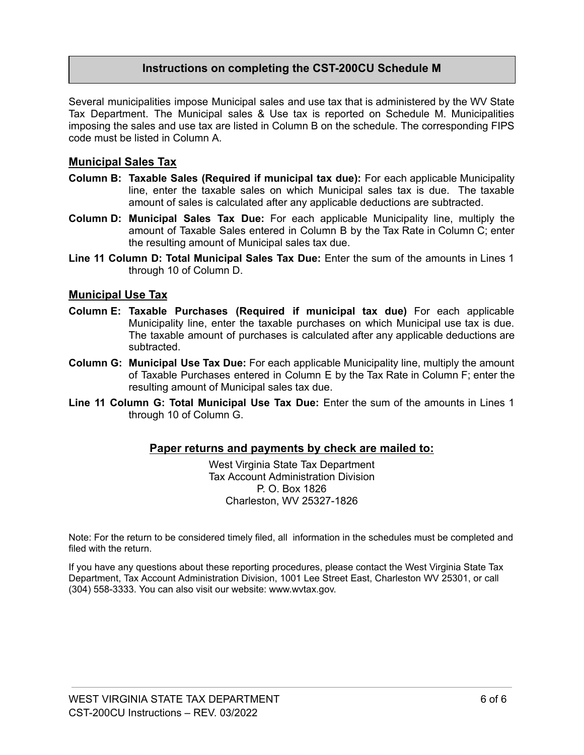## Instructions on completing the CST-200CU Schedule M

Several municipalities impose Municipal sales and use tax that is administered by the WV State Tax Department. The Municipal sales & Use tax is reported on Schedule M. Municipalities imposing the sales and use tax are listed in Column B on the schedule. The corresponding FIPS code must be listed in Column A.

### Municipal Sales Tax

**Column B: Taxable Sales (Required if municipal tax due):** For each applicable Municipality line, enter the taxable sales on which Municipal sales tax is due. The taxable amount of sales is calculated after any applicable deductions are subtracted.

**Column D: Municipal Sales Tax Due:** For each applicable Municipality line, multiply the amount of Taxable Sales entered in Column B by the Tax Rate in Column C; enter the resulting amount of Municipal sales tax due.

**Line 11 Column D: Total Municipal Sales Tax Due:** Enter the sum of the amounts in Lines 1 through 10 of Column D.

### Municipal Use Tax

**Column E: Taxable Purchases (Required if municipal tax due)** For each applicable Municipality line, enter the taxable purchases on which Municipal use tax is due. The taxable amount of purchases is calculated after any applicable deductions are subtracted.

**Column G: Municipal Use Tax Due:** For each applicable Municipality line, multiply the amount of Taxable Purchases entered in Column E by the Tax Rate in Column F; enter the resulting amount of Municipal sales tax due.

**Line 11 Column G: Total Municipal Use Tax Due:** Enter the sum of the amounts in Lines 1 through 10 of Column G.

### Paper returns and payments by check are mailed to:

West Virginia State Tax Department
Tax Account Administration Division
P. O. Box 1826
Charleston, WV 25327-1826

Note: For the return to be considered timely filed, all information in the schedules must be completed and filed with the return.

If you have any questions about these reporting procedures, please contact the West Virginia State Tax Department, Tax Account Administration Division, 1001 Lee Street East, Charleston WV 25301, or call (304) 558-3333. You can also visit our website: www.wvtax.gov.